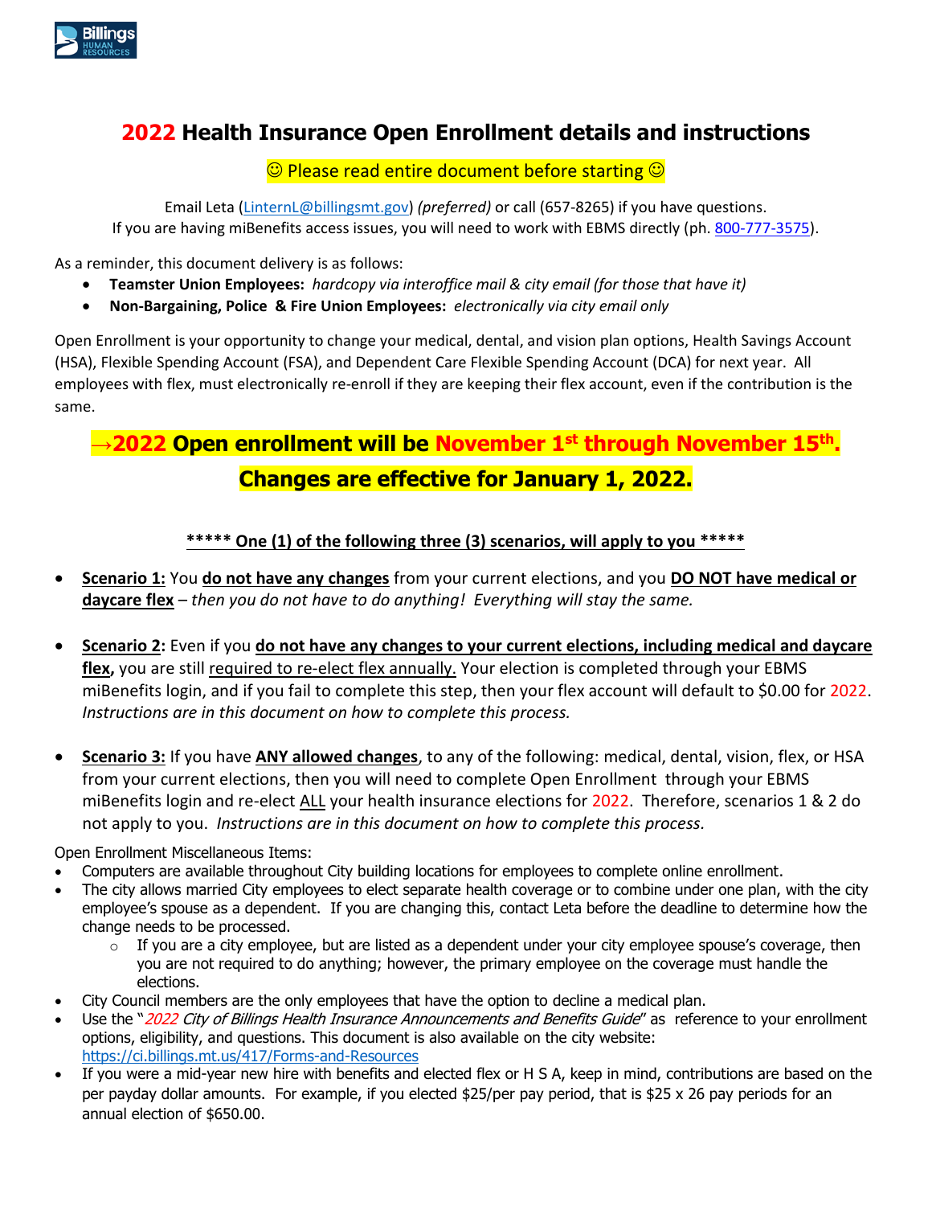# 2022 Health Insurance Open Enrollment details and instructions

☺ Please read entire document before starting ☺

Email Leta (LinternL@billingsmt.gov) *(preferred)* or call (657-8265) if you have questions.
If you are having miBenefits access issues, you will need to work with EBMS directly (ph. 800-777-3575).

As a reminder, this document delivery is as follows:

- **Teamster Union Employees:** *hardcopy via interoffice mail & city email (for those that have it)*
- **Non-Bargaining, Police & Fire Union Employees:** *electronically via city email only*

Open Enrollment is your opportunity to change your medical, dental, and vision plan options, Health Savings Account (HSA), Flexible Spending Account (FSA), and Dependent Care Flexible Spending Account (DCA) for next year. All employees with flex, must electronically re-enroll if they are keeping their flex account, even if the contribution is the same.

## →2022 Open enrollment will be November 1st through November 15th.

## Changes are effective for January 1, 2022.

**\*\*\*\*\* One (1) of the following three (3) scenarios, will apply to you \*\*\*\*\***

- **Scenario 1:** You **do not have any changes** from your current elections, and you **DO NOT have medical or daycare flex** – *then you do not have to do anything! Everything will stay the same.*

- **Scenario 2:** Even if you **do not have any changes to your current elections, including medical and daycare flex,** you are still required to re-elect flex annually. Your election is completed through your EBMS miBenefits login, and if you fail to complete this step, then your flex account will default to $0.00 for 2022. *Instructions are in this document on how to complete this process.*

- **Scenario 3:** If you have **ANY allowed changes**, to any of the following: medical, dental, vision, flex, or HSA from your current elections, then you will need to complete Open Enrollment through your EBMS miBenefits login and re-elect ALL your health insurance elections for 2022. Therefore, scenarios 1 & 2 do not apply to you. *Instructions are in this document on how to complete this process.*

Open Enrollment Miscellaneous Items:

- Computers are available throughout City building locations for employees to complete online enrollment.
- The city allows married City employees to elect separate health coverage or to combine under one plan, with the city employee's spouse as a dependent. If you are changing this, contact Leta before the deadline to determine how the change needs to be processed.
  - If you are a city employee, but are listed as a dependent under your city employee spouse's coverage, then you are not required to do anything; however, the primary employee on the coverage must handle the elections.
- City Council members are the only employees that have the option to decline a medical plan.
- Use the "*2022 City of Billings Health Insurance Announcements and Benefits Guide*" as reference to your enrollment options, eligibility, and questions. This document is also available on the city website: https://ci.billings.mt.us/417/Forms-and-Resources
- If you were a mid-year new hire with benefits and elected flex or H S A, keep in mind, contributions are based on the per payday dollar amounts. For example, if you elected $25/per pay period, that is $25 x 26 pay periods for an annual election of $650.00.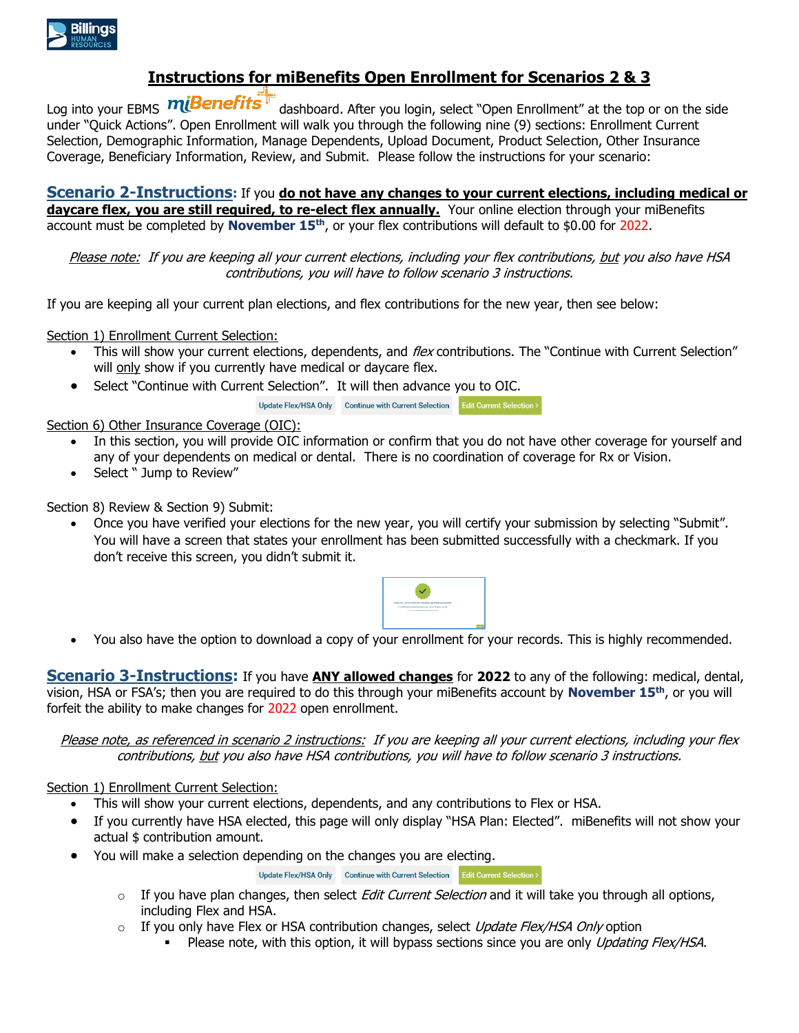# Instructions for miBenefits Open Enrollment for Scenarios 2 & 3

Log into your EBMS miBenefits dashboard. After you login, select "Open Enrollment" at the top or on the side under "Quick Actions". Open Enrollment will walk you through the following nine (9) sections: Enrollment Current Selection, Demographic Information, Manage Dependents, Upload Document, Product Selection, Other Insurance Coverage, Beneficiary Information, Review, and Submit. Please follow the instructions for your scenario:

**Scenario 2-Instructions:** If you **do not have any changes to your current elections, including medical or daycare flex, you are still required, to re-elect flex annually.** Your online election through your miBenefits account must be completed by **November 15th**, or your flex contributions will default to $0.00 for 2022.

*Please note: If you are keeping all your current elections, including your flex contributions, but you also have HSA contributions, you will have to follow scenario 3 instructions.*

If you are keeping all your current plan elections, and flex contributions for the new year, then see below:

Section 1) Enrollment Current Selection:

- This will show your current elections, dependents, and *flex* contributions. The "Continue with Current Selection" will only show if you currently have medical or daycare flex.
- Select "Continue with Current Selection". It will then advance you to OIC.

Update Flex/HSA Only | Continue with Current Selection | Edit Current Selection >

Section 6) Other Insurance Coverage (OIC):

- In this section, you will provide OIC information or confirm that you do not have other coverage for yourself and any of your dependents on medical or dental. There is no coordination of coverage for Rx or Vision.
- Select " Jump to Review"

Section 8) Review & Section 9) Submit:

- Once you have verified your elections for the new year, you will certify your submission by selecting "Submit". You will have a screen that states your enrollment has been submitted successfully with a checkmark. If you don't receive this screen, you didn't submit it.
- You also have the option to download a copy of your enrollment for your records. This is highly recommended.

**Scenario 3-Instructions:** If you have **ANY allowed changes** for **2022** to any of the following: medical, dental, vision, HSA or FSA's; then you are required to do this through your miBenefits account by **November 15th**, or you will forfeit the ability to make changes for 2022 open enrollment.

*Please note, as referenced in scenario 2 instructions: If you are keeping all your current elections, including your flex contributions, but you also have HSA contributions, you will have to follow scenario 3 instructions.*

Section 1) Enrollment Current Selection:

- This will show your current elections, dependents, and any contributions to Flex or HSA.
- If you currently have HSA elected, this page will only display "HSA Plan: Elected". miBenefits will not show your actual $ contribution amount.
- You will make a selection depending on the changes you are electing.

Update Flex/HSA Only | Continue with Current Selection | Edit Current Selection >

  - If you have plan changes, then select *Edit Current Selection* and it will take you through all options, including Flex and HSA.
  - If you only have Flex or HSA contribution changes, select *Update Flex/HSA Only* option
    - Please note, with this option, it will bypass sections since you are only *Updating Flex/HSA*.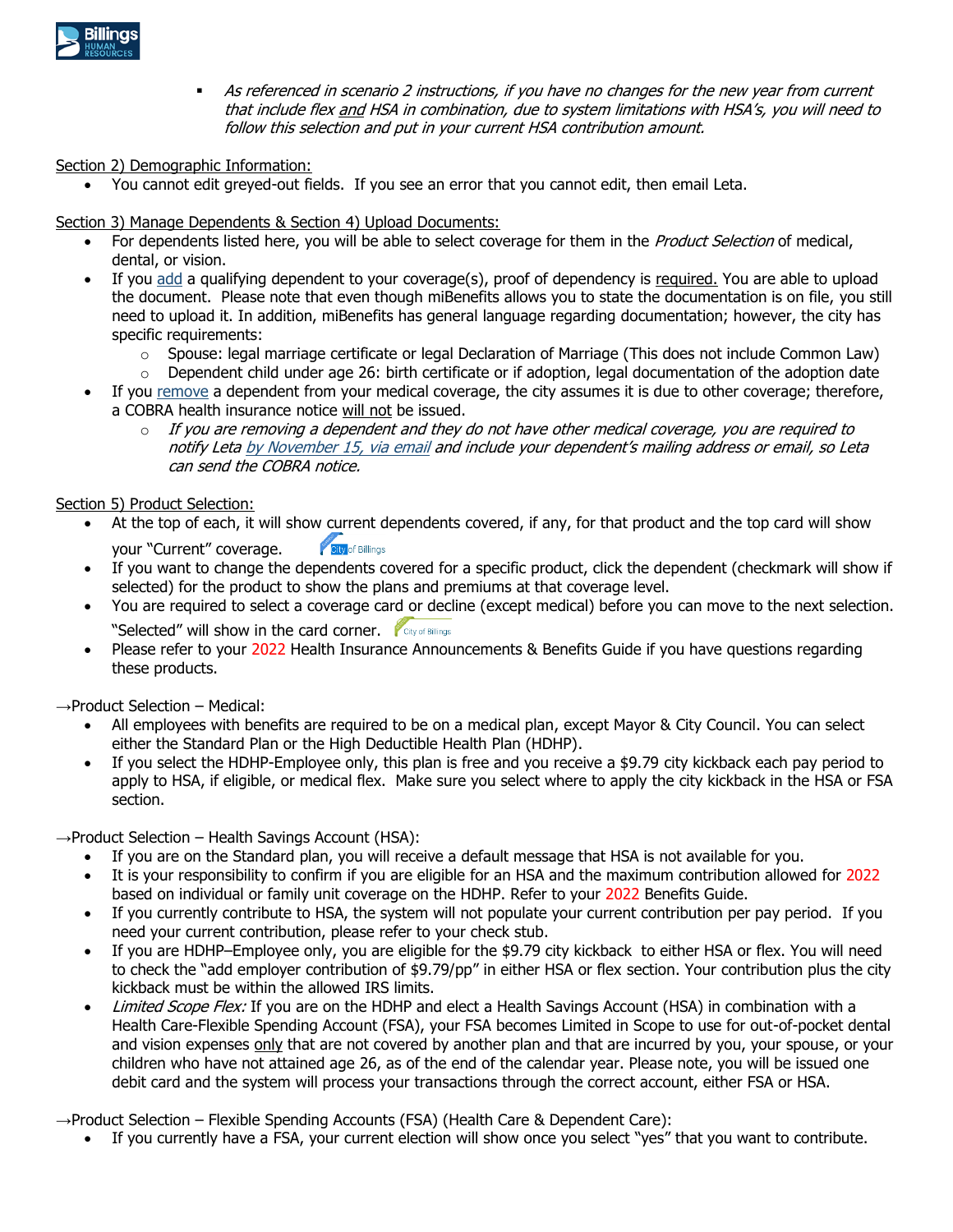- *As referenced in scenario 2 instructions, if you have no changes for the new year from current that include flex and HSA in combination, due to system limitations with HSA's, you will need to follow this selection and put in your current HSA contribution amount.*

Section 2) Demographic Information:

- You cannot edit greyed-out fields. If you see an error that you cannot edit, then email Leta.

Section 3) Manage Dependents & Section 4) Upload Documents:

- For dependents listed here, you will be able to select coverage for them in the *Product Selection* of medical, dental, or vision.
- If you add a qualifying dependent to your coverage(s), proof of dependency is required. You are able to upload the document. Please note that even though miBenefits allows you to state the documentation is on file, you still need to upload it. In addition, miBenefits has general language regarding documentation; however, the city has specific requirements:
  - Spouse: legal marriage certificate or legal Declaration of Marriage (This does not include Common Law)
  - Dependent child under age 26: birth certificate or if adoption, legal documentation of the adoption date
- If you remove a dependent from your medical coverage, the city assumes it is due to other coverage; therefore, a COBRA health insurance notice will not be issued.
  - *If you are removing a dependent and they do not have other medical coverage, you are required to notify Leta by November 15, via email and include your dependent's mailing address or email, so Leta can send the COBRA notice.*

Section 5) Product Selection:

- At the top of each, it will show current dependents covered, if any, for that product and the top card will show your "Current" coverage.
- If you want to change the dependents covered for a specific product, click the dependent (checkmark will show if selected) for the product to show the plans and premiums at that coverage level.
- You are required to select a coverage card or decline (except medical) before you can move to the next selection. "Selected" will show in the card corner.
- Please refer to your 2022 Health Insurance Announcements & Benefits Guide if you have questions regarding these products.

→Product Selection – Medical:

- All employees with benefits are required to be on a medical plan, except Mayor & City Council. You can select either the Standard Plan or the High Deductible Health Plan (HDHP).
- If you select the HDHP-Employee only, this plan is free and you receive a $9.79 city kickback each pay period to apply to HSA, if eligible, or medical flex. Make sure you select where to apply the city kickback in the HSA or FSA section.

→Product Selection – Health Savings Account (HSA):

- If you are on the Standard plan, you will receive a default message that HSA is not available for you.
- It is your responsibility to confirm if you are eligible for an HSA and the maximum contribution allowed for 2022 based on individual or family unit coverage on the HDHP. Refer to your 2022 Benefits Guide.
- If you currently contribute to HSA, the system will not populate your current contribution per pay period. If you need your current contribution, please refer to your check stub.
- If you are HDHP–Employee only, you are eligible for the $9.79 city kickback to either HSA or flex. You will need to check the "add employer contribution of $9.79/pp" in either HSA or flex section. Your contribution plus the city kickback must be within the allowed IRS limits.
- *Limited Scope Flex:* If you are on the HDHP and elect a Health Savings Account (HSA) in combination with a Health Care-Flexible Spending Account (FSA), your FSA becomes Limited in Scope to use for out-of-pocket dental and vision expenses only that are not covered by another plan and that are incurred by you, your spouse, or your children who have not attained age 26, as of the end of the calendar year. Please note, you will be issued one debit card and the system will process your transactions through the correct account, either FSA or HSA.

→Product Selection – Flexible Spending Accounts (FSA) (Health Care & Dependent Care):

- If you currently have a FSA, your current election will show once you select "yes" that you want to contribute.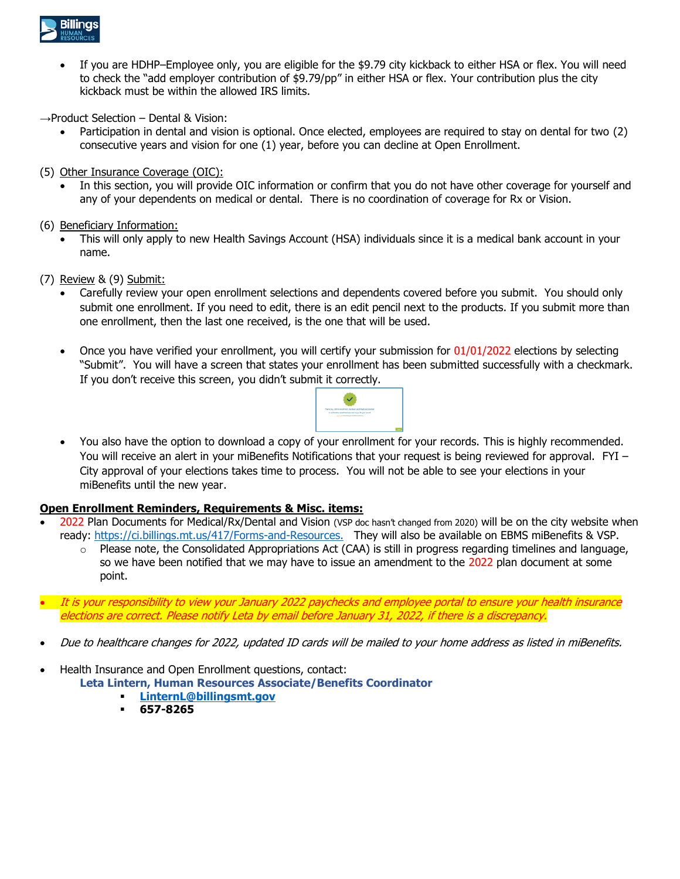- If you are HDHP–Employee only, you are eligible for the $9.79 city kickback to either HSA or flex. You will need to check the "add employer contribution of $9.79/pp" in either HSA or flex. Your contribution plus the city kickback must be within the allowed IRS limits.

→Product Selection – Dental & Vision:

- Participation in dental and vision is optional. Once elected, employees are required to stay on dental for two (2) consecutive years and vision for one (1) year, before you can decline at Open Enrollment.

(5) Other Insurance Coverage (OIC):

- In this section, you will provide OIC information or confirm that you do not have other coverage for yourself and any of your dependents on medical or dental. There is no coordination of coverage for Rx or Vision.

(6) Beneficiary Information:

- This will only apply to new Health Savings Account (HSA) individuals since it is a medical bank account in your name.

(7) Review & (9) Submit:

- Carefully review your open enrollment selections and dependents covered before you submit. You should only submit one enrollment. If you need to edit, there is an edit pencil next to the products. If you submit more than one enrollment, then the last one received, is the one that will be used.

- Once you have verified your enrollment, you will certify your submission for 01/01/2022 elections by selecting "Submit". You will have a screen that states your enrollment has been submitted successfully with a checkmark. If you don't receive this screen, you didn't submit it correctly.

- You also have the option to download a copy of your enrollment for your records. This is highly recommended. You will receive an alert in your miBenefits Notifications that your request is being reviewed for approval. FYI – City approval of your elections takes time to process. You will not be able to see your elections in your miBenefits until the new year.

**Open Enrollment Reminders, Requirements & Misc. items:**

- 2022 Plan Documents for Medical/Rx/Dental and Vision (VSP doc hasn't changed from 2020) will be on the city website when ready: https://ci.billings.mt.us/417/Forms-and-Resources. They will also be available on EBMS miBenefits & VSP.
  - Please note, the Consolidated Appropriations Act (CAA) is still in progress regarding timelines and language, so we have been notified that we may have to issue an amendment to the 2022 plan document at some point.

- *It is your responsibility to view your January 2022 paychecks and employee portal to ensure your health insurance elections are correct. Please notify Leta by email before January 31, 2022, if there is a discrepancy.*

- *Due to healthcare changes for 2022, updated ID cards will be mailed to your home address as listed in miBenefits.*

- Health Insurance and Open Enrollment questions, contact:

  **Leta Lintern, Human Resources Associate/Benefits Coordinator**
  - **LinternL@billingsmt.gov**
  - **657-8265**